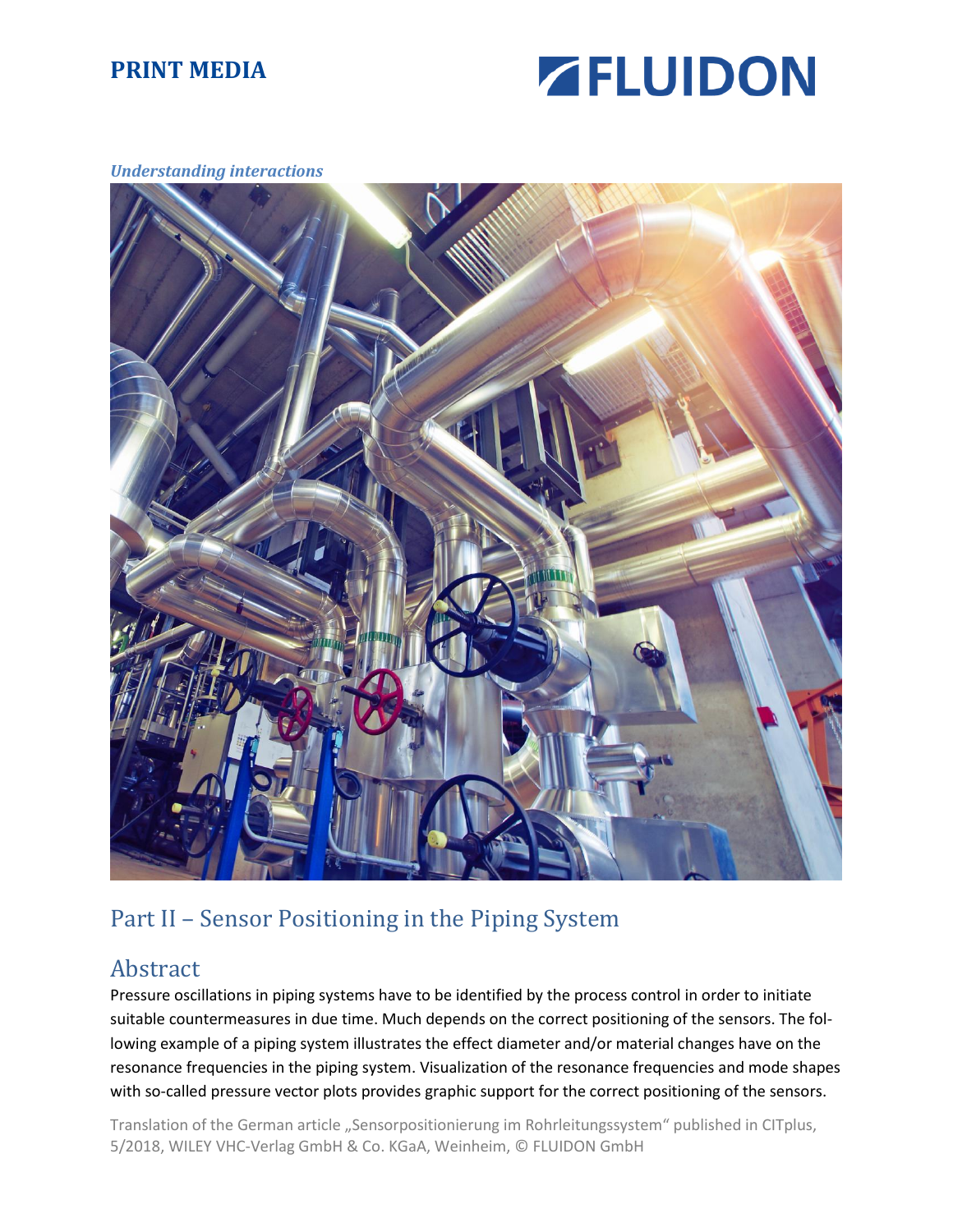**PRINT MEDIA**

FLUIDON

*Understanding interactions*

# Part II – Sensor Positioning in the Piping System

## Abstract

Pressure oscillations in piping systems have to be identified by the process control in order to initiate suitable countermeasures in due time. Much depends on the correct positioning of the sensors. The following example of a piping system illustrates the effect diameter and/or material changes have on the resonance frequencies in the piping system. Visualization of the resonance frequencies and mode shapes with so-called pressure vector plots provides graphic support for the correct positioning of the sensors.

Translation of the German article „Sensorpositionierung im Rohrleitungssystem" published in CITplus, 5/2018, WILEY VHC-Verlag GmbH & Co. KGaA, Weinheim, © FLUIDON GmbH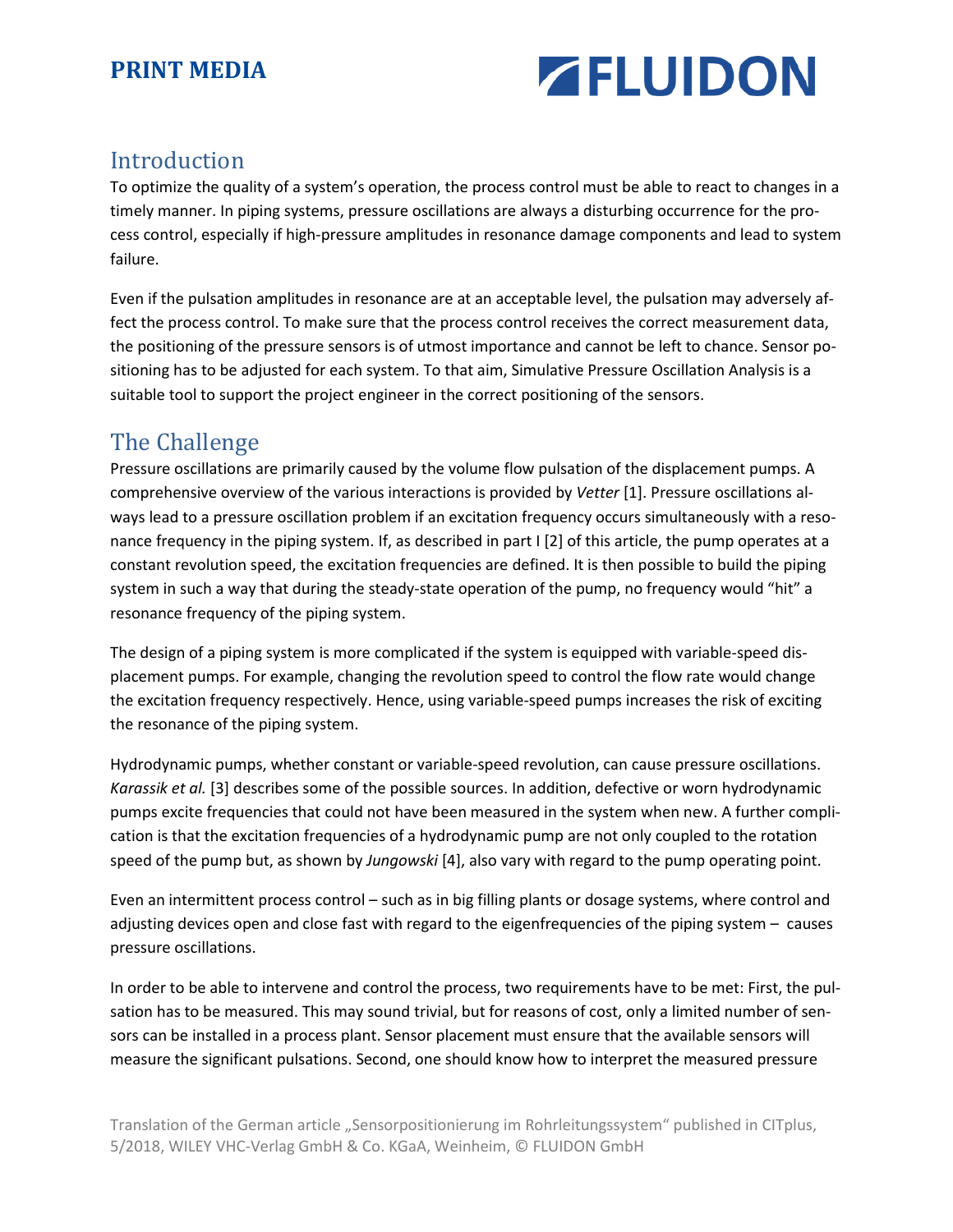## Introduction

To optimize the quality of a system's operation, the process control must be able to react to changes in a timely manner. In piping systems, pressure oscillations are always a disturbing occurrence for the process control, especially if high-pressure amplitudes in resonance damage components and lead to system failure.

Even if the pulsation amplitudes in resonance are at an acceptable level, the pulsation may adversely affect the process control. To make sure that the process control receives the correct measurement data, the positioning of the pressure sensors is of utmost importance and cannot be left to chance. Sensor positioning has to be adjusted for each system. To that aim, Simulative Pressure Oscillation Analysis is a suitable tool to support the project engineer in the correct positioning of the sensors.

## The Challenge

Pressure oscillations are primarily caused by the volume flow pulsation of the displacement pumps. A comprehensive overview of the various interactions is provided by *Vetter* [1]. Pressure oscillations always lead to a pressure oscillation problem if an excitation frequency occurs simultaneously with a resonance frequency in the piping system. If, as described in part I [2] of this article, the pump operates at a constant revolution speed, the excitation frequencies are defined. It is then possible to build the piping system in such a way that during the steady-state operation of the pump, no frequency would "hit" a resonance frequency of the piping system.

The design of a piping system is more complicated if the system is equipped with variable-speed displacement pumps. For example, changing the revolution speed to control the flow rate would change the excitation frequency respectively. Hence, using variable-speed pumps increases the risk of exciting the resonance of the piping system.

Hydrodynamic pumps, whether constant or variable-speed revolution, can cause pressure oscillations. *Karassik et al.* [3] describes some of the possible sources. In addition, defective or worn hydrodynamic pumps excite frequencies that could not have been measured in the system when new. A further complication is that the excitation frequencies of a hydrodynamic pump are not only coupled to the rotation speed of the pump but, as shown by *Jungowski* [4], also vary with regard to the pump operating point.

Even an intermittent process control – such as in big filling plants or dosage systems, where control and adjusting devices open and close fast with regard to the eigenfrequencies of the piping system – causes pressure oscillations.

In order to be able to intervene and control the process, two requirements have to be met: First, the pulsation has to be measured. This may sound trivial, but for reasons of cost, only a limited number of sensors can be installed in a process plant. Sensor placement must ensure that the available sensors will measure the significant pulsations. Second, one should know how to interpret the measured pressure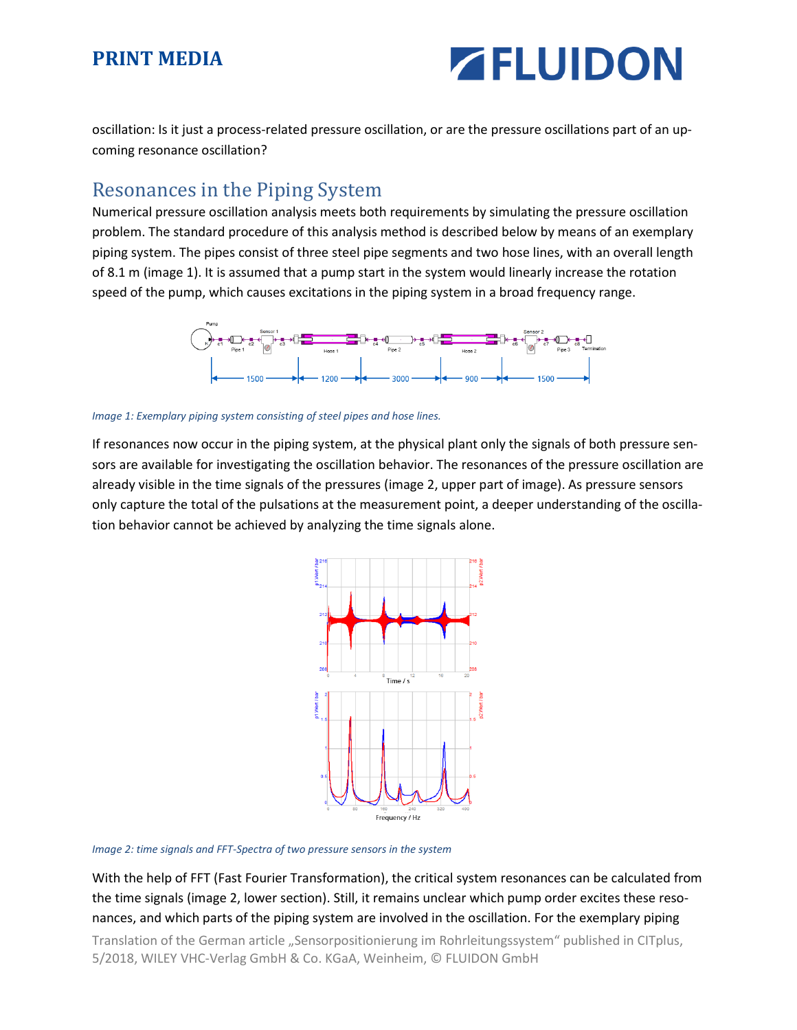oscillation: Is it just a process-related pressure oscillation, or are the pressure oscillations part of an up-coming resonance oscillation?

## Resonances in the Piping System

Numerical pressure oscillation analysis meets both requirements by simulating the pressure oscillation problem. The standard procedure of this analysis method is described below by means of an exemplary piping system. The pipes consist of three steel pipe segments and two hose lines, with an overall length of 8.1 m (image 1). It is assumed that a pump start in the system would linearly increase the rotation speed of the pump, which causes excitations in the piping system in a broad frequency range.

*Image 1: Exemplary piping system consisting of steel pipes and hose lines.*

If resonances now occur in the piping system, at the physical plant only the signals of both pressure sensors are available for investigating the oscillation behavior. The resonances of the pressure oscillation are already visible in the time signals of the pressures (image 2, upper part of image). As pressure sensors only capture the total of the pulsations at the measurement point, a deeper understanding of the oscillation behavior cannot be achieved by analyzing the time signals alone.

*Image 2: time signals and FFT-Spectra of two pressure sensors in the system*

With the help of FFT (Fast Fourier Transformation), the critical system resonances can be calculated from the time signals (image 2, lower section). Still, it remains unclear which pump order excites these resonances, and which parts of the piping system are involved in the oscillation. For the exemplary piping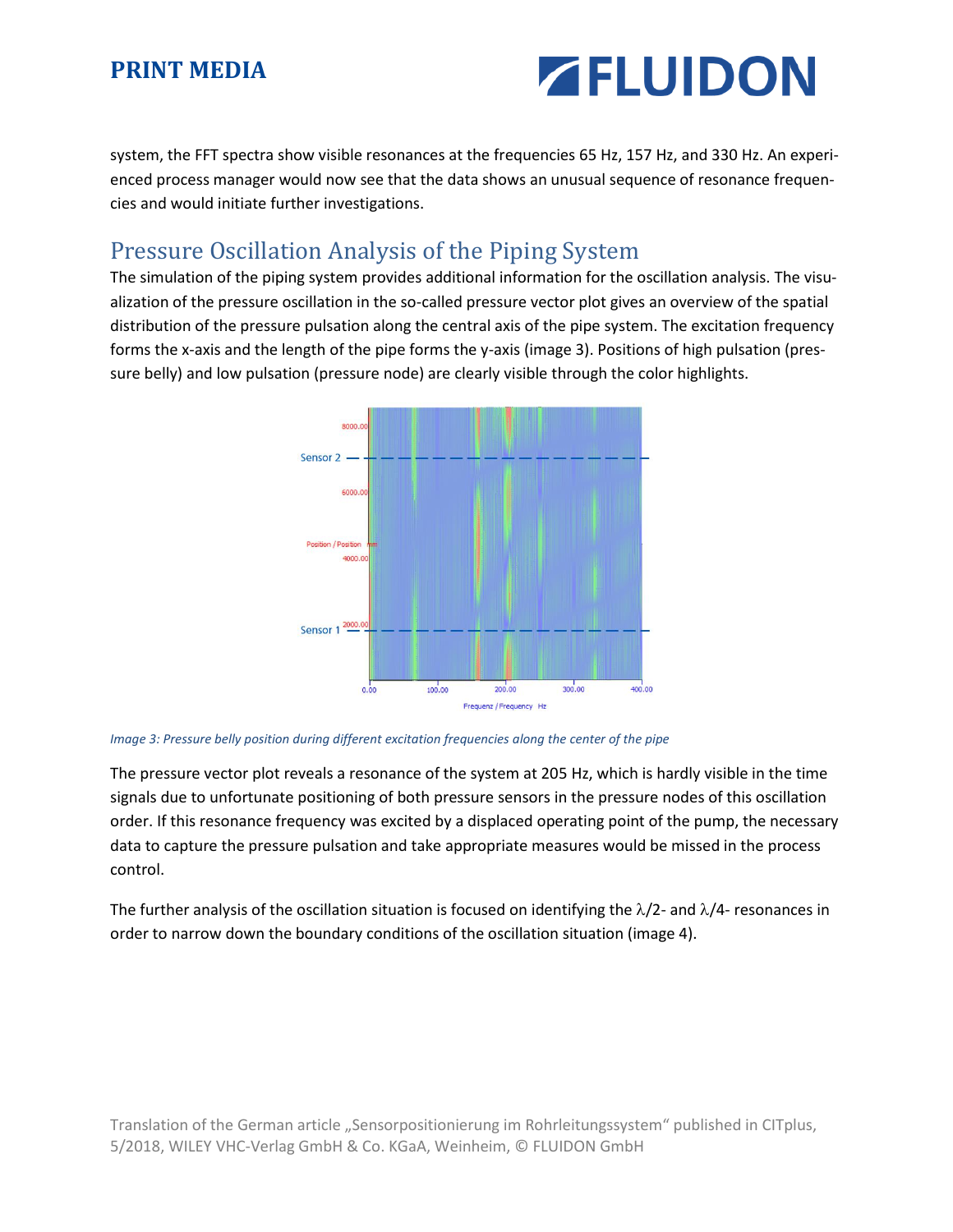system, the FFT spectra show visible resonances at the frequencies 65 Hz, 157 Hz, and 330 Hz. An experienced process manager would now see that the data shows an unusual sequence of resonance frequencies and would initiate further investigations.

## Pressure Oscillation Analysis of the Piping System

The simulation of the piping system provides additional information for the oscillation analysis. The visualization of the pressure oscillation in the so-called pressure vector plot gives an overview of the spatial distribution of the pressure pulsation along the central axis of the pipe system. The excitation frequency forms the x-axis and the length of the pipe forms the y-axis (image 3). Positions of high pulsation (pressure belly) and low pulsation (pressure node) are clearly visible through the color highlights.

*Image 3: Pressure belly position during different excitation frequencies along the center of the pipe*

The pressure vector plot reveals a resonance of the system at 205 Hz, which is hardly visible in the time signals due to unfortunate positioning of both pressure sensors in the pressure nodes of this oscillation order. If this resonance frequency was excited by a displaced operating point of the pump, the necessary data to capture the pressure pulsation and take appropriate measures would be missed in the process control.

The further analysis of the oscillation situation is focused on identifying the $\lambda/2$- and $\lambda/4$- resonances in order to narrow down the boundary conditions of the oscillation situation (image 4).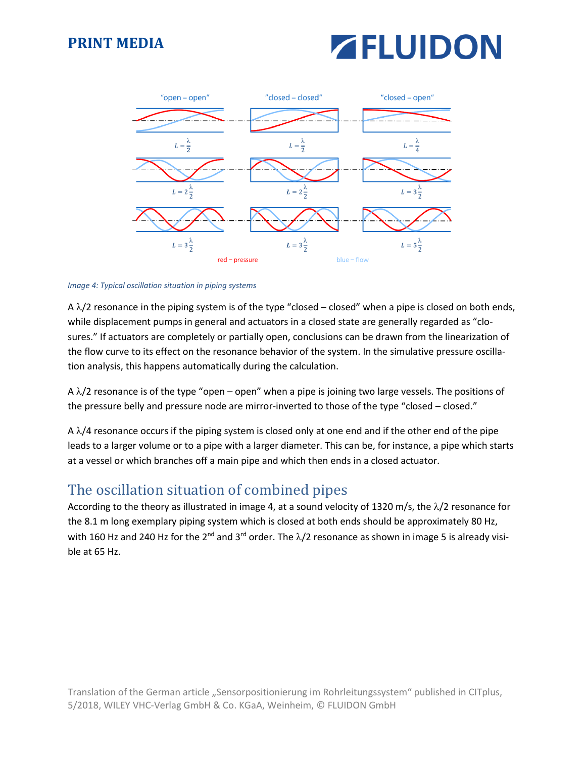*Image 4: Typical oscillation situation in piping systems*

A $\lambda/2$ resonance in the piping system is of the type “closed – closed” when a pipe is closed on both ends, while displacement pumps in general and actuators in a closed state are generally regarded as “closures.” If actuators are completely or partially open, conclusions can be drawn from the linearization of the flow curve to its effect on the resonance behavior of the system. In the simulative pressure oscillation analysis, this happens automatically during the calculation.

A $\lambda/2$ resonance is of the type “open – open” when a pipe is joining two large vessels. The positions of the pressure belly and pressure node are mirror-inverted to those of the type “closed – closed.”

A $\lambda/4$ resonance occurs if the piping system is closed only at one end and if the other end of the pipe leads to a larger volume or to a pipe with a larger diameter. This can be, for instance, a pipe which starts at a vessel or which branches off a main pipe and which then ends in a closed actuator.

## The oscillation situation of combined pipes

According to the theory as illustrated in image 4, at a sound velocity of 1320 m/s, the $\lambda/2$ resonance for the 8.1 m long exemplary piping system which is closed at both ends should be approximately 80 Hz, with 160 Hz and 240 Hz for the $2^{nd}$ and $3^{rd}$ order. The $\lambda/2$ resonance as shown in image 5 is already visible at 65 Hz.

Translation of the German article „Sensorpositionierung im Rohrleitungssystem“ published in CITplus, 5/2018, WILEY VHC-Verlag GmbH & Co. KGaA, Weinheim, © FLUIDON GmbH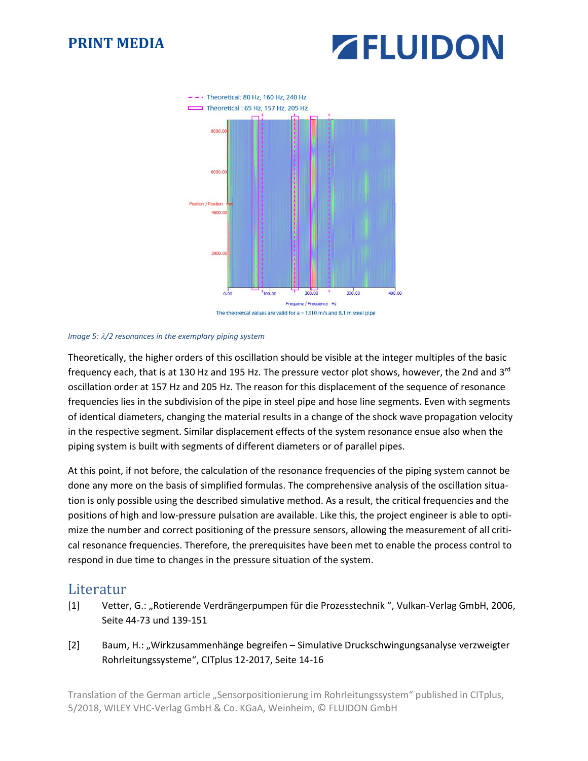*Image 5: $\lambda/2$ resonances in the exemplary piping system*

Theoretically, the higher orders of this oscillation should be visible at the integer multiples of the basic frequency each, that is at 130 Hz and 195 Hz. The pressure vector plot shows, however, the 2nd and 3rd oscillation order at 157 Hz and 205 Hz. The reason for this displacement of the sequence of resonance frequencies lies in the subdivision of the pipe in steel pipe and hose line segments. Even with segments of identical diameters, changing the material results in a change of the shock wave propagation velocity in the respective segment. Similar displacement effects of the system resonance ensue also when the piping system is built with segments of different diameters or of parallel pipes.

At this point, if not before, the calculation of the resonance frequencies of the piping system cannot be done any more on the basis of simplified formulas. The comprehensive analysis of the oscillation situation is only possible using the described simulative method. As a result, the critical frequencies and the positions of high and low-pressure pulsation are available. Like this, the project engineer is able to optimize the number and correct positioning of the pressure sensors, allowing the measurement of all critical resonance frequencies. Therefore, the prerequisites have been met to enable the process control to respond in due time to changes in the pressure situation of the system.

## Literatur

[1] Vetter, G.: „Rotierende Verdrängerpumpen für die Prozesstechnik “, Vulkan-Verlag GmbH, 2006, Seite 44-73 und 139-151

[2] Baum, H.: „Wirkzusammenhänge begreifen – Simulative Druckschwingungsanalyse verzweigter Rohrleitungssysteme“, CITplus 12-2017, Seite 14-16

Translation of the German article „Sensorpositionierung im Rohrleitungssystem“ published in CITplus, 5/2018, WILEY VHC-Verlag GmbH & Co. KGaA, Weinheim, © FLUIDON GmbH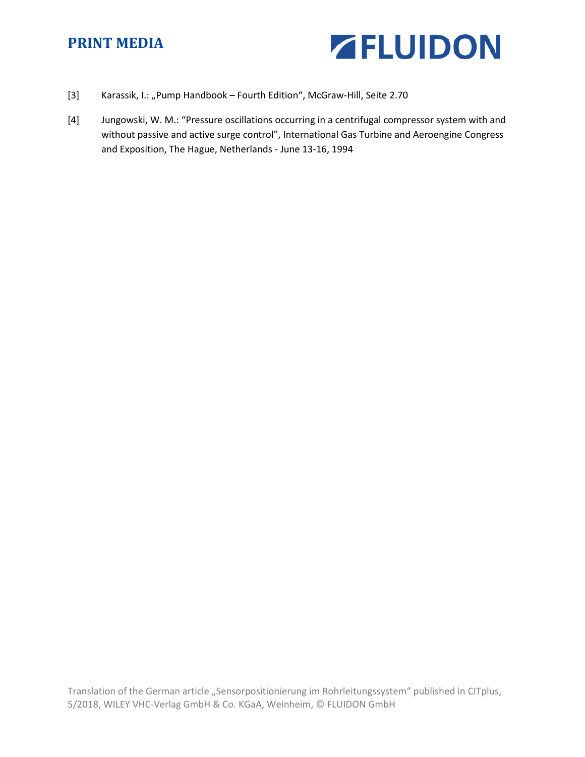[3] Karassik, I.: „Pump Handbook – Fourth Edition“, McGraw-Hill, Seite 2.70

[4] Jungowski, W. M.: “Pressure oscillations occurring in a centrifugal compressor system with and without passive and active surge control”, International Gas Turbine and Aeroengine Congress and Exposition, The Hague, Netherlands - June 13-16, 1994